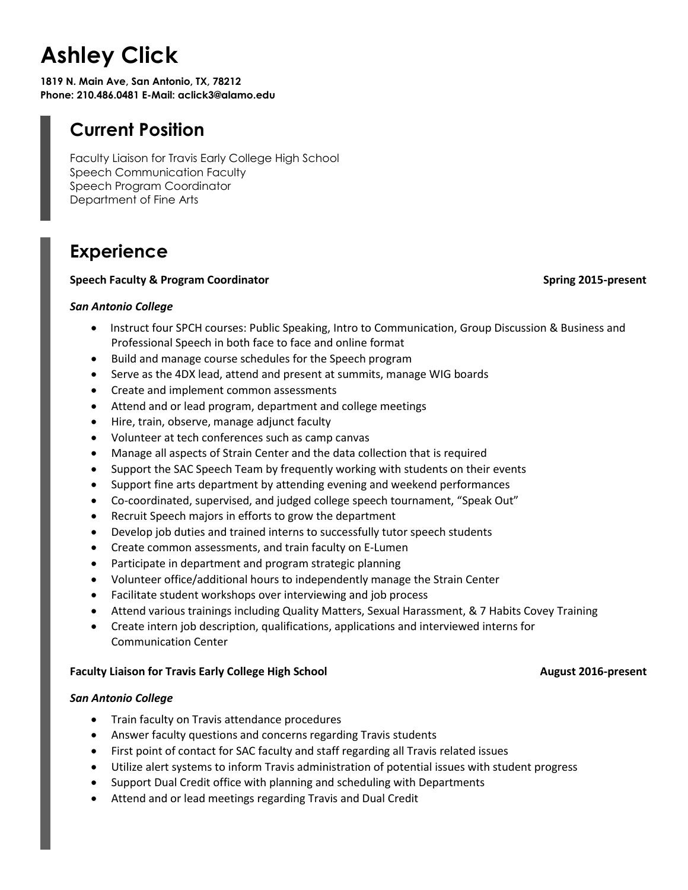# Ashley Click

**1819 N. Main Ave, San Antonio, TX, 78212**
**Phone: 210.486.0481 E-Mail: aclick3@alamo.edu**

## Current Position

Faculty Liaison for Travis Early College High School
Speech Communication Faculty
Speech Program Coordinator
Department of Fine Arts

## Experience

**Speech Faculty & Program Coordinator** **Spring 2015-present**

***San Antonio College***

- Instruct four SPCH courses: Public Speaking, Intro to Communication, Group Discussion & Business and Professional Speech in both face to face and online format
- Build and manage course schedules for the Speech program
- Serve as the 4DX lead, attend and present at summits, manage WIG boards
- Create and implement common assessments
- Attend and or lead program, department and college meetings
- Hire, train, observe, manage adjunct faculty
- Volunteer at tech conferences such as camp canvas
- Manage all aspects of Strain Center and the data collection that is required
- Support the SAC Speech Team by frequently working with students on their events
- Support fine arts department by attending evening and weekend performances
- Co-coordinated, supervised, and judged college speech tournament, "Speak Out"
- Recruit Speech majors in efforts to grow the department
- Develop job duties and trained interns to successfully tutor speech students
- Create common assessments, and train faculty on E-Lumen
- Participate in department and program strategic planning
- Volunteer office/additional hours to independently manage the Strain Center
- Facilitate student workshops over interviewing and job process
- Attend various trainings including Quality Matters, Sexual Harassment, & 7 Habits Covey Training
- Create intern job description, qualifications, applications and interviewed interns for Communication Center

**Faculty Liaison for Travis Early College High School** **August 2016-present**

***San Antonio College***

- Train faculty on Travis attendance procedures
- Answer faculty questions and concerns regarding Travis students
- First point of contact for SAC faculty and staff regarding all Travis related issues
- Utilize alert systems to inform Travis administration of potential issues with student progress
- Support Dual Credit office with planning and scheduling with Departments
- Attend and or lead meetings regarding Travis and Dual Credit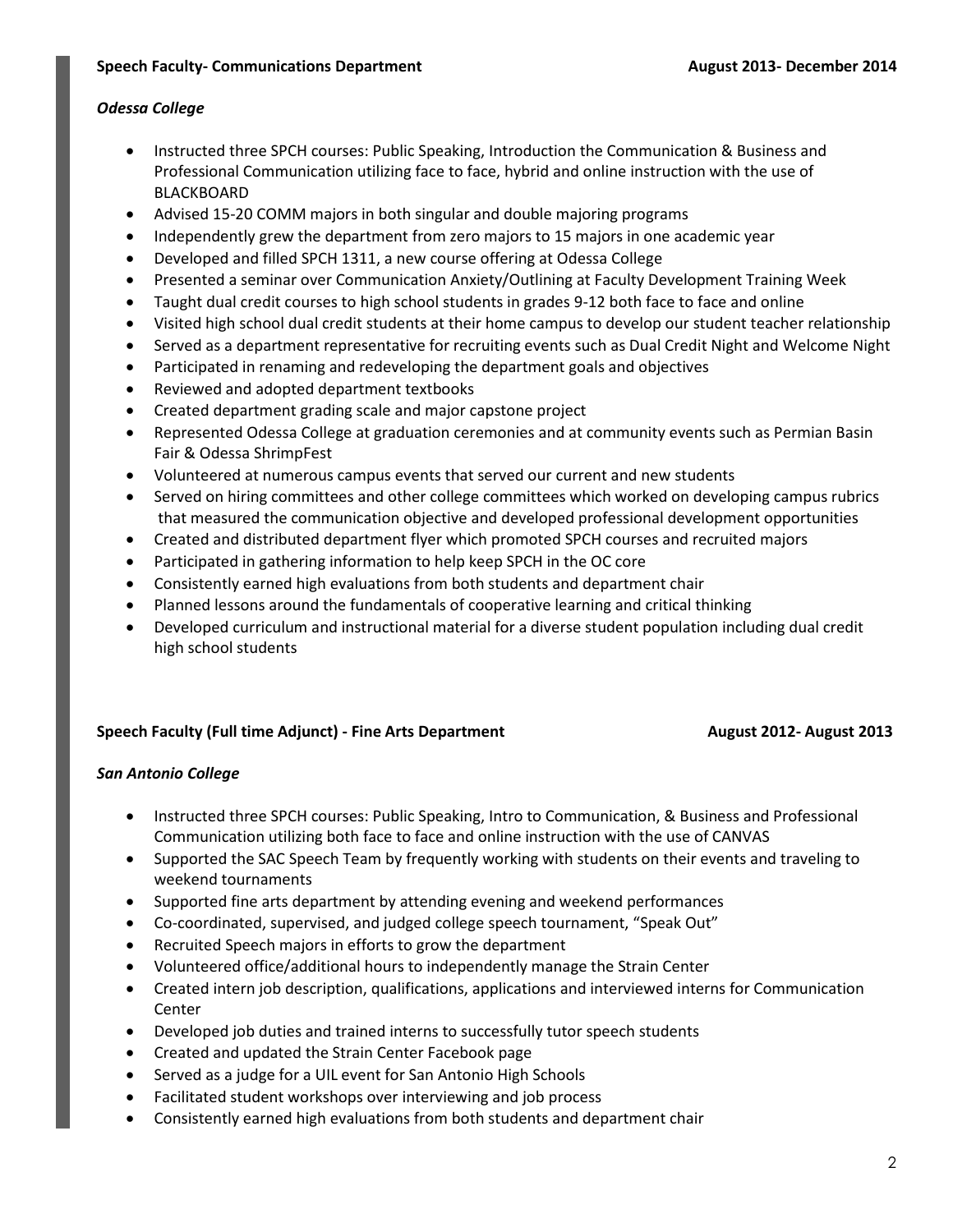**Speech Faculty- Communications Department** **August 2013- December 2014**

***Odessa College***

- Instructed three SPCH courses: Public Speaking, Introduction the Communication & Business and Professional Communication utilizing face to face, hybrid and online instruction with the use of BLACKBOARD
- Advised 15-20 COMM majors in both singular and double majoring programs
- Independently grew the department from zero majors to 15 majors in one academic year
- Developed and filled SPCH 1311, a new course offering at Odessa College
- Presented a seminar over Communication Anxiety/Outlining at Faculty Development Training Week
- Taught dual credit courses to high school students in grades 9-12 both face to face and online
- Visited high school dual credit students at their home campus to develop our student teacher relationship
- Served as a department representative for recruiting events such as Dual Credit Night and Welcome Night
- Participated in renaming and redeveloping the department goals and objectives
- Reviewed and adopted department textbooks
- Created department grading scale and major capstone project
- Represented Odessa College at graduation ceremonies and at community events such as Permian Basin Fair & Odessa ShrimpFest
- Volunteered at numerous campus events that served our current and new students
- Served on hiring committees and other college committees which worked on developing campus rubrics that measured the communication objective and developed professional development opportunities
- Created and distributed department flyer which promoted SPCH courses and recruited majors
- Participated in gathering information to help keep SPCH in the OC core
- Consistently earned high evaluations from both students and department chair
- Planned lessons around the fundamentals of cooperative learning and critical thinking
- Developed curriculum and instructional material for a diverse student population including dual credit high school students

**Speech Faculty (Full time Adjunct) - Fine Arts Department** **August 2012- August 2013**

***San Antonio College***

- Instructed three SPCH courses: Public Speaking, Intro to Communication, & Business and Professional Communication utilizing both face to face and online instruction with the use of CANVAS
- Supported the SAC Speech Team by frequently working with students on their events and traveling to weekend tournaments
- Supported fine arts department by attending evening and weekend performances
- Co-coordinated, supervised, and judged college speech tournament, "Speak Out"
- Recruited Speech majors in efforts to grow the department
- Volunteered office/additional hours to independently manage the Strain Center
- Created intern job description, qualifications, applications and interviewed interns for Communication Center
- Developed job duties and trained interns to successfully tutor speech students
- Created and updated the Strain Center Facebook page
- Served as a judge for a UIL event for San Antonio High Schools
- Facilitated student workshops over interviewing and job process
- Consistently earned high evaluations from both students and department chair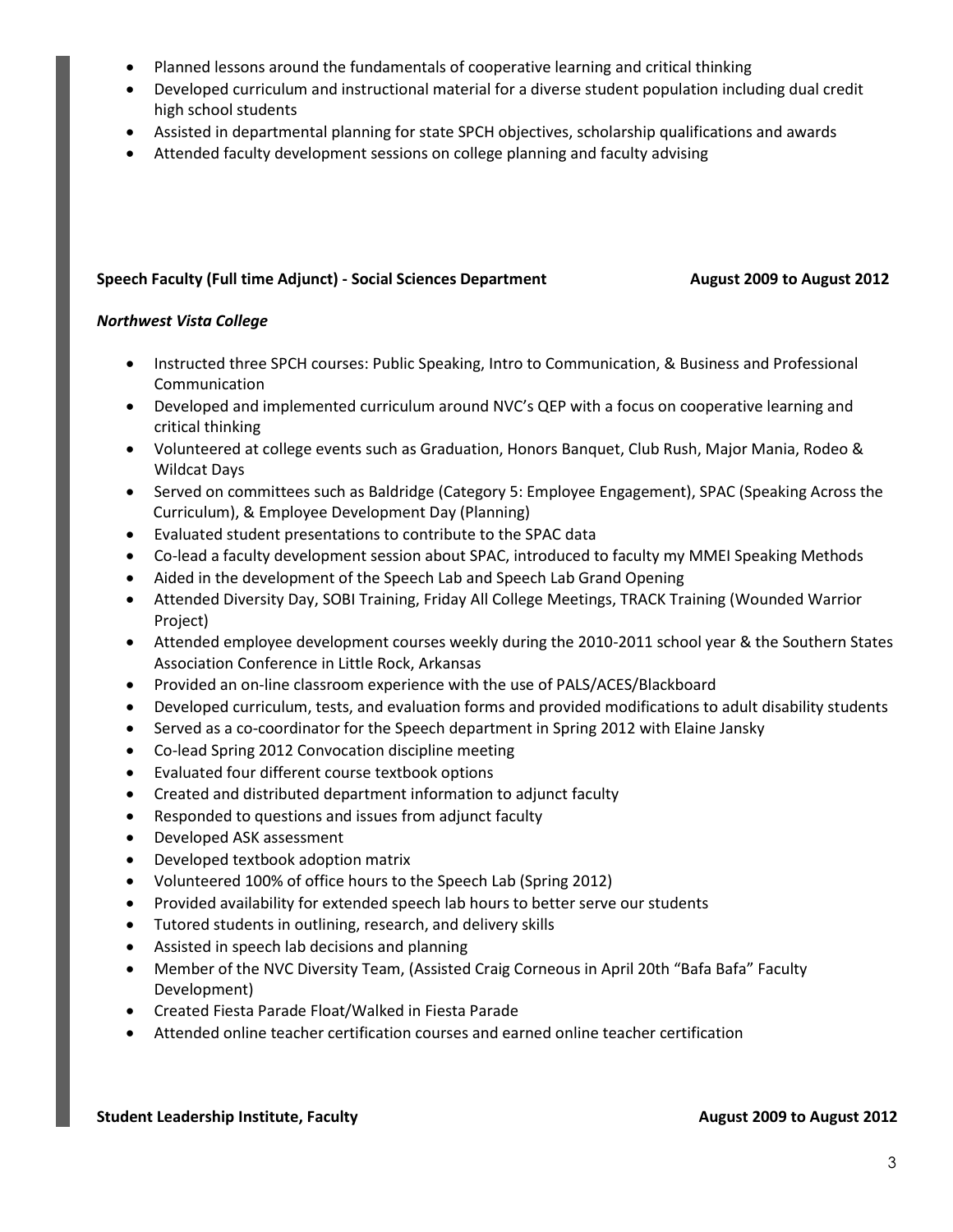- Planned lessons around the fundamentals of cooperative learning and critical thinking
- Developed curriculum and instructional material for a diverse student population including dual credit high school students
- Assisted in departmental planning for state SPCH objectives, scholarship qualifications and awards
- Attended faculty development sessions on college planning and faculty advising

**Speech Faculty (Full time Adjunct) - Social Sciences Department** **August 2009 to August 2012**

***Northwest Vista College***

- Instructed three SPCH courses: Public Speaking, Intro to Communication, & Business and Professional Communication
- Developed and implemented curriculum around NVC's QEP with a focus on cooperative learning and critical thinking
- Volunteered at college events such as Graduation, Honors Banquet, Club Rush, Major Mania, Rodeo & Wildcat Days
- Served on committees such as Baldridge (Category 5: Employee Engagement), SPAC (Speaking Across the Curriculum), & Employee Development Day (Planning)
- Evaluated student presentations to contribute to the SPAC data
- Co-lead a faculty development session about SPAC, introduced to faculty my MMEI Speaking Methods
- Aided in the development of the Speech Lab and Speech Lab Grand Opening
- Attended Diversity Day, SOBI Training, Friday All College Meetings, TRACK Training (Wounded Warrior Project)
- Attended employee development courses weekly during the 2010-2011 school year & the Southern States Association Conference in Little Rock, Arkansas
- Provided an on-line classroom experience with the use of PALS/ACES/Blackboard
- Developed curriculum, tests, and evaluation forms and provided modifications to adult disability students
- Served as a co-coordinator for the Speech department in Spring 2012 with Elaine Jansky
- Co-lead Spring 2012 Convocation discipline meeting
- Evaluated four different course textbook options
- Created and distributed department information to adjunct faculty
- Responded to questions and issues from adjunct faculty
- Developed ASK assessment
- Developed textbook adoption matrix
- Volunteered 100% of office hours to the Speech Lab (Spring 2012)
- Provided availability for extended speech lab hours to better serve our students
- Tutored students in outlining, research, and delivery skills
- Assisted in speech lab decisions and planning
- Member of the NVC Diversity Team, (Assisted Craig Corneous in April 20th "Bafa Bafa" Faculty Development)
- Created Fiesta Parade Float/Walked in Fiesta Parade
- Attended online teacher certification courses and earned online teacher certification

**Student Leadership Institute, Faculty** **August 2009 to August 2012**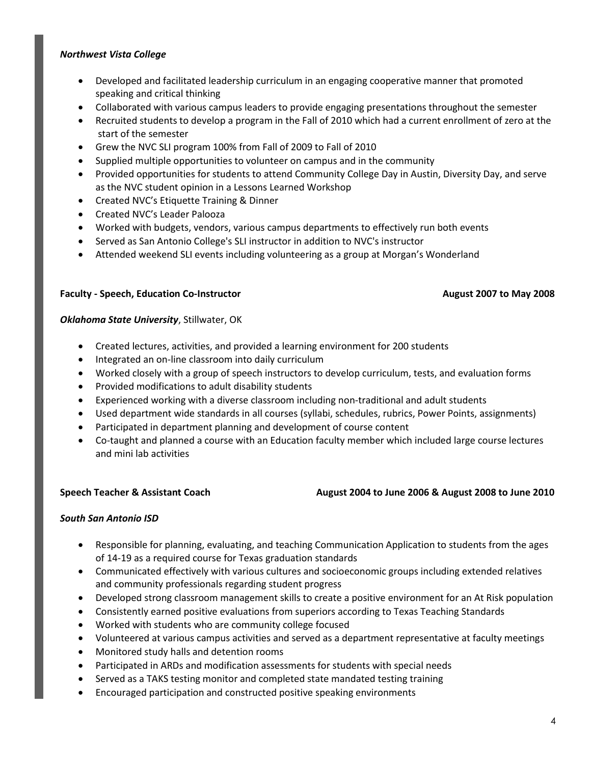***Northwest Vista College***

- Developed and facilitated leadership curriculum in an engaging cooperative manner that promoted speaking and critical thinking
- Collaborated with various campus leaders to provide engaging presentations throughout the semester
- Recruited students to develop a program in the Fall of 2010 which had a current enrollment of zero at the start of the semester
- Grew the NVC SLI program 100% from Fall of 2009 to Fall of 2010
- Supplied multiple opportunities to volunteer on campus and in the community
- Provided opportunities for students to attend Community College Day in Austin, Diversity Day, and serve as the NVC student opinion in a Lessons Learned Workshop
- Created NVC's Etiquette Training & Dinner
- Created NVC's Leader Palooza
- Worked with budgets, vendors, various campus departments to effectively run both events
- Served as San Antonio College's SLI instructor in addition to NVC's instructor
- Attended weekend SLI events including volunteering as a group at Morgan's Wonderland

**Faculty - Speech, Education Co-Instructor** **August 2007 to May 2008**

***Oklahoma State University***, Stillwater, OK

- Created lectures, activities, and provided a learning environment for 200 students
- Integrated an on-line classroom into daily curriculum
- Worked closely with a group of speech instructors to develop curriculum, tests, and evaluation forms
- Provided modifications to adult disability students
- Experienced working with a diverse classroom including non-traditional and adult students
- Used department wide standards in all courses (syllabi, schedules, rubrics, Power Points, assignments)
- Participated in department planning and development of course content
- Co-taught and planned a course with an Education faculty member which included large course lectures and mini lab activities

**Speech Teacher & Assistant Coach** **August 2004 to June 2006 & August 2008 to June 2010**

***South San Antonio ISD***

- Responsible for planning, evaluating, and teaching Communication Application to students from the ages of 14-19 as a required course for Texas graduation standards
- Communicated effectively with various cultures and socioeconomic groups including extended relatives and community professionals regarding student progress
- Developed strong classroom management skills to create a positive environment for an At Risk population
- Consistently earned positive evaluations from superiors according to Texas Teaching Standards
- Worked with students who are community college focused
- Volunteered at various campus activities and served as a department representative at faculty meetings
- Monitored study halls and detention rooms
- Participated in ARDs and modification assessments for students with special needs
- Served as a TAKS testing monitor and completed state mandated testing training
- Encouraged participation and constructed positive speaking environments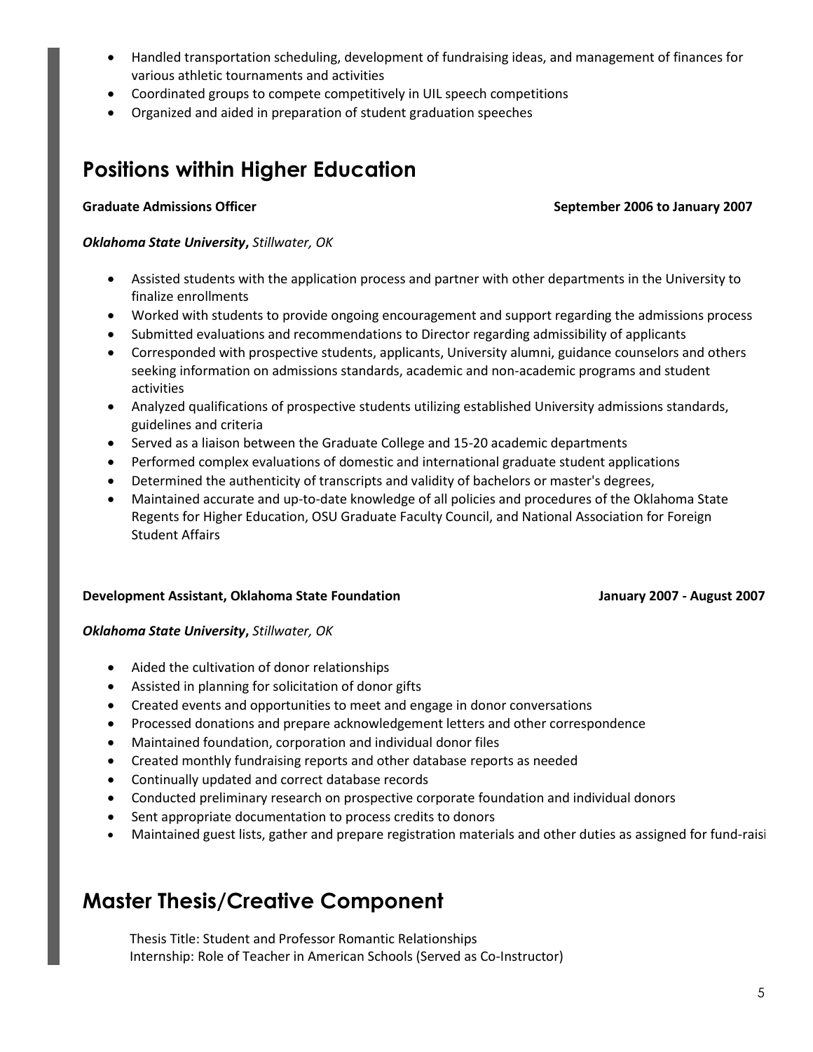- Handled transportation scheduling, development of fundraising ideas, and management of finances for various athletic tournaments and activities
- Coordinated groups to compete competitively in UIL speech competitions
- Organized and aided in preparation of student graduation speeches

## Positions within Higher Education

**Graduate Admissions Officer** **September 2006 to January 2007**

***Oklahoma State University**, Stillwater, OK*

- Assisted students with the application process and partner with other departments in the University to finalize enrollments
- Worked with students to provide ongoing encouragement and support regarding the admissions process
- Submitted evaluations and recommendations to Director regarding admissibility of applicants
- Corresponded with prospective students, applicants, University alumni, guidance counselors and others seeking information on admissions standards, academic and non-academic programs and student activities
- Analyzed qualifications of prospective students utilizing established University admissions standards, guidelines and criteria
- Served as a liaison between the Graduate College and 15-20 academic departments
- Performed complex evaluations of domestic and international graduate student applications
- Determined the authenticity of transcripts and validity of bachelors or master's degrees,
- Maintained accurate and up-to-date knowledge of all policies and procedures of the Oklahoma State Regents for Higher Education, OSU Graduate Faculty Council, and National Association for Foreign Student Affairs

**Development Assistant, Oklahoma State Foundation** **January 2007 - August 2007**

***Oklahoma State University**, Stillwater, OK*

- Aided the cultivation of donor relationships
- Assisted in planning for solicitation of donor gifts
- Created events and opportunities to meet and engage in donor conversations
- Processed donations and prepare acknowledgement letters and other correspondence
- Maintained foundation, corporation and individual donor files
- Created monthly fundraising reports and other database reports as needed
- Continually updated and correct database records
- Conducted preliminary research on prospective corporate foundation and individual donors
- Sent appropriate documentation to process credits to donors
- Maintained guest lists, gather and prepare registration materials and other duties as assigned for fund-raisi

## Master Thesis/Creative Component

Thesis Title: Student and Professor Romantic Relationships
Internship: Role of Teacher in American Schools (Served as Co-Instructor)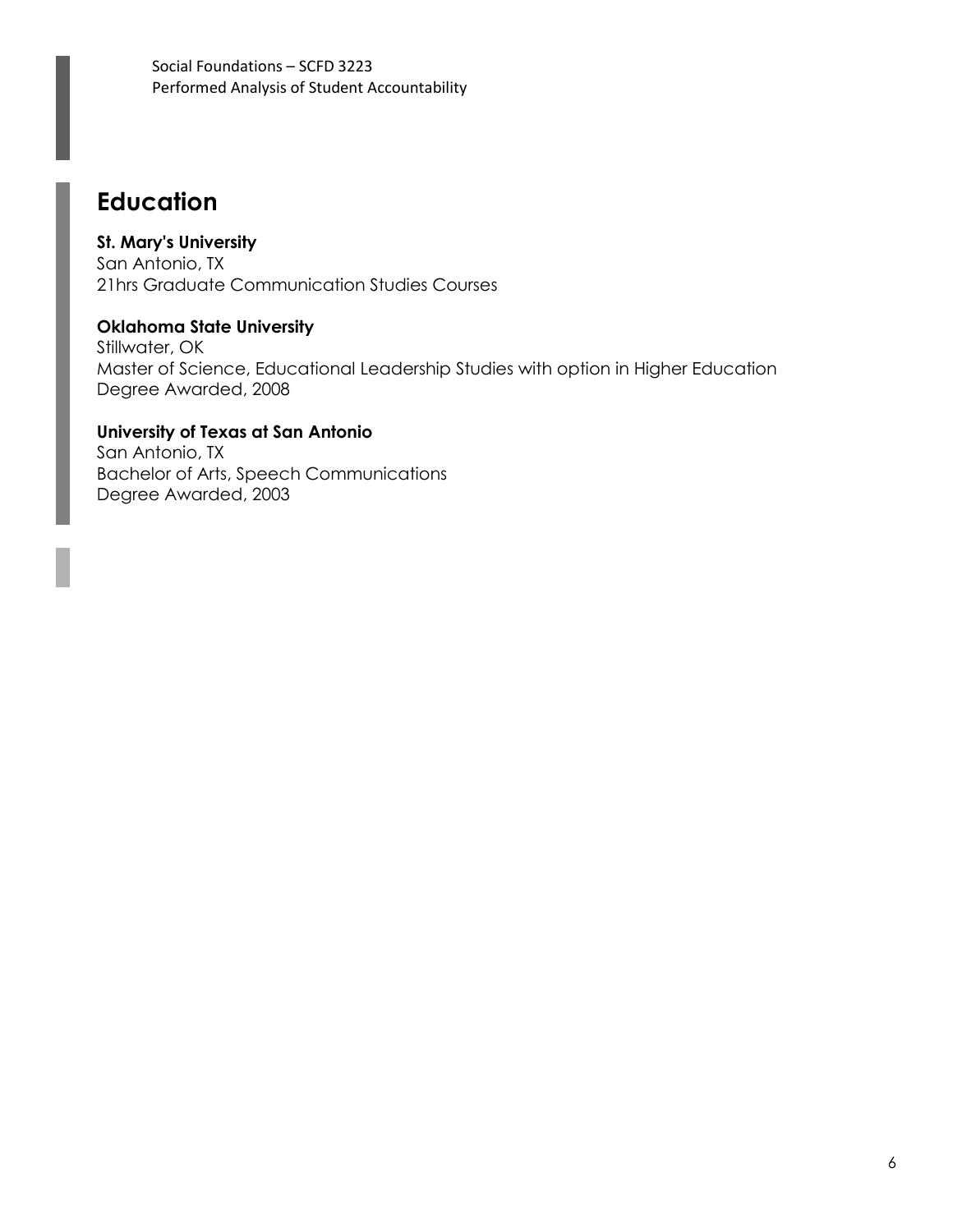Social Foundations – SCFD 3223
Performed Analysis of Student Accountability

## Education

**St. Mary's University**
San Antonio, TX
21hrs Graduate Communication Studies Courses

**Oklahoma State University**
Stillwater, OK
Master of Science, Educational Leadership Studies with option in Higher Education
Degree Awarded, 2008

**University of Texas at San Antonio**
San Antonio, TX
Bachelor of Arts, Speech Communications
Degree Awarded, 2003